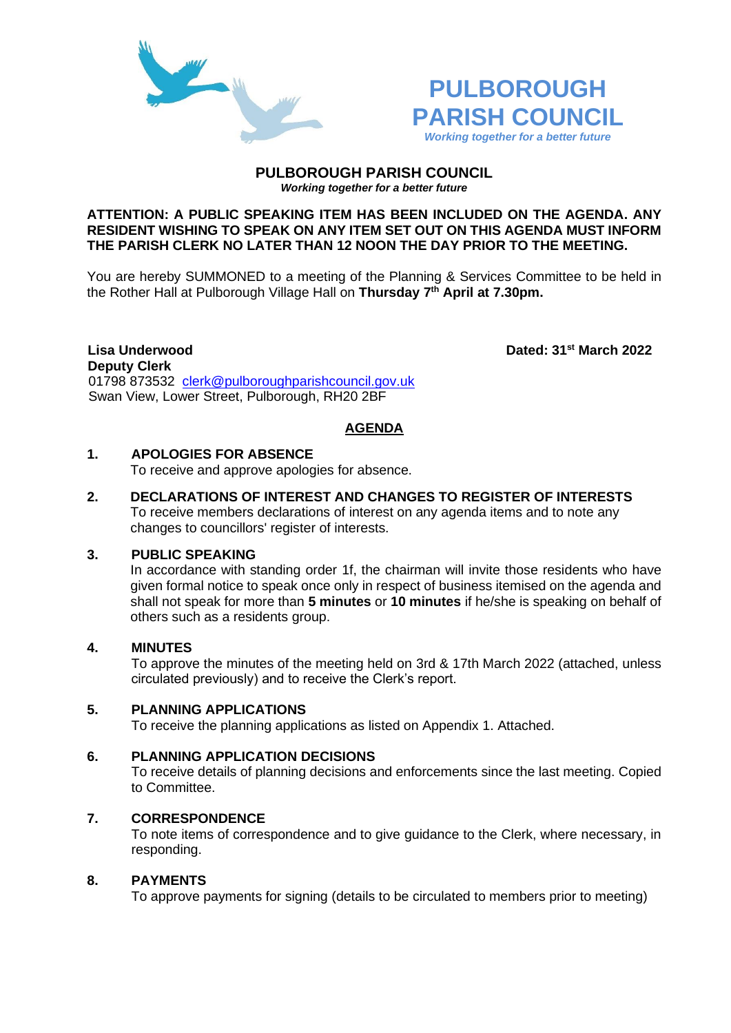# PULBOROUGH PARISH COUNCIL

*Working together for a better future*

## PULBOROUGH PARISH COUNCIL

*Working together for a better future*

**ATTENTION: A PUBLIC SPEAKING ITEM HAS BEEN INCLUDED ON THE AGENDA. ANY RESIDENT WISHING TO SPEAK ON ANY ITEM SET OUT ON THIS AGENDA MUST INFORM THE PARISH CLERK NO LATER THAN 12 NOON THE DAY PRIOR TO THE MEETING.**

You are hereby SUMMONED to a meeting of the Planning & Services Committee to be held in the Rother Hall at Pulborough Village Hall on **Thursday 7th April at 7.30pm.**

**Lisa Underwood**
**Deputy Clerk**
01798 873532 clerk@pulboroughparishcouncil.gov.uk
Swan View, Lower Street, Pulborough, RH20 2BF

**Dated: 31st March 2022**

## AGENDA

**1. APOLOGIES FOR ABSENCE**
To receive and approve apologies for absence.

**2. DECLARATIONS OF INTEREST AND CHANGES TO REGISTER OF INTERESTS**
To receive members declarations of interest on any agenda items and to note any changes to councillors' register of interests.

**3. PUBLIC SPEAKING**
In accordance with standing order 1f, the chairman will invite those residents who have given formal notice to speak once only in respect of business itemised on the agenda and shall not speak for more than **5 minutes** or **10 minutes** if he/she is speaking on behalf of others such as a residents group.

**4. MINUTES**
To approve the minutes of the meeting held on 3rd & 17th March 2022 (attached, unless circulated previously) and to receive the Clerk's report.

**5. PLANNING APPLICATIONS**
To receive the planning applications as listed on Appendix 1. Attached.

**6. PLANNING APPLICATION DECISIONS**
To receive details of planning decisions and enforcements since the last meeting. Copied to Committee.

**7. CORRESPONDENCE**
To note items of correspondence and to give guidance to the Clerk, where necessary, in responding.

**8. PAYMENTS**
To approve payments for signing (details to be circulated to members prior to meeting)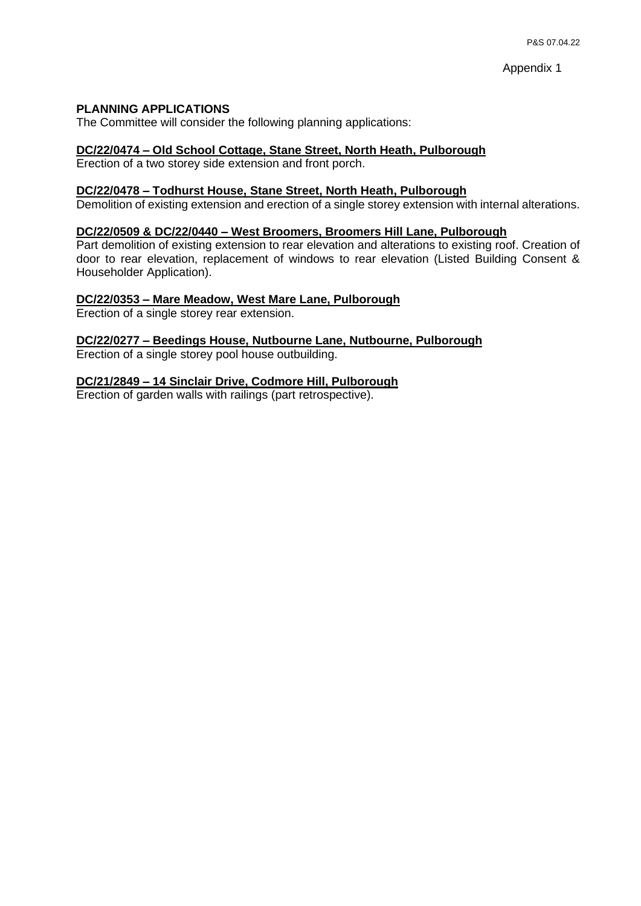Appendix 1

## PLANNING APPLICATIONS

The Committee will consider the following planning applications:

**DC/22/0474 – Old School Cottage, Stane Street, North Heath, Pulborough**
Erection of a two storey side extension and front porch.

**DC/22/0478 – Todhurst House, Stane Street, North Heath, Pulborough**
Demolition of existing extension and erection of a single storey extension with internal alterations.

**DC/22/0509 & DC/22/0440 – West Broomers, Broomers Hill Lane, Pulborough**
Part demolition of existing extension to rear elevation and alterations to existing roof. Creation of door to rear elevation, replacement of windows to rear elevation (Listed Building Consent & Householder Application).

**DC/22/0353 – Mare Meadow, West Mare Lane, Pulborough**
Erection of a single storey rear extension.

**DC/22/0277 – Beedings House, Nutbourne Lane, Nutbourne, Pulborough**
Erection of a single storey pool house outbuilding.

**DC/21/2849 – 14 Sinclair Drive, Codmore Hill, Pulborough**
Erection of garden walls with railings (part retrospective).